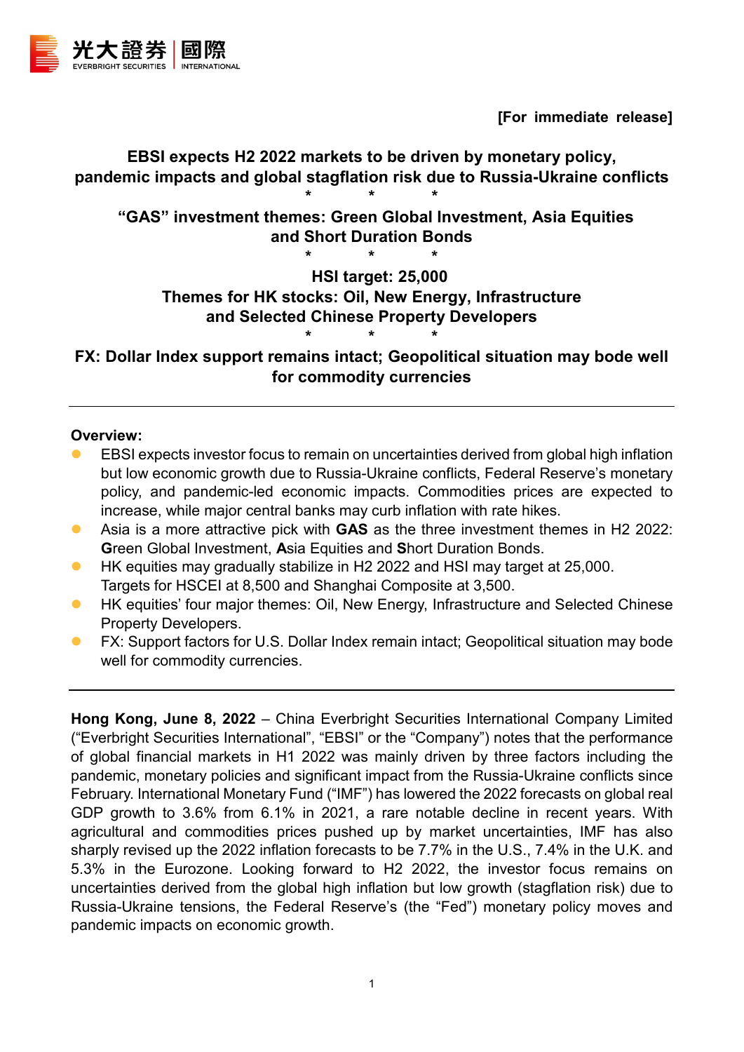光大證券 | 國際
EVERBRIGHT SECURITIES | INTERNATIONAL

**[For immediate release]**

**EBSI expects H2 2022 markets to be driven by monetary policy, pandemic impacts and global stagflation risk due to Russia-Ukraine conflicts**

\* \* \*

**“GAS” investment themes: Green Global Investment, Asia Equities and Short Duration Bonds**

\* \* \*

**HSI target: 25,000**
**Themes for HK stocks: Oil, New Energy, Infrastructure and Selected Chinese Property Developers**

\* \* \*

**FX: Dollar Index support remains intact; Geopolitical situation may bode well for commodity currencies**

---

**Overview:**

- EBSI expects investor focus to remain on uncertainties derived from global high inflation but low economic growth due to Russia-Ukraine conflicts, Federal Reserve’s monetary policy, and pandemic-led economic impacts. Commodities prices are expected to increase, while major central banks may curb inflation with rate hikes.
- Asia is a more attractive pick with **GAS** as the three investment themes in H2 2022: **G**reen Global Investment, **A**sia Equities and **S**hort Duration Bonds.
- HK equities may gradually stabilize in H2 2022 and HSI may target at 25,000. Targets for HSCEI at 8,500 and Shanghai Composite at 3,500.
- HK equities’ four major themes: Oil, New Energy, Infrastructure and Selected Chinese Property Developers.
- FX: Support factors for U.S. Dollar Index remain intact; Geopolitical situation may bode well for commodity currencies.

---

**Hong Kong, June 8, 2022** – China Everbright Securities International Company Limited (“Everbright Securities International”, “EBSI” or the “Company”) notes that the performance of global financial markets in H1 2022 was mainly driven by three factors including the pandemic, monetary policies and significant impact from the Russia-Ukraine conflicts since February. International Monetary Fund (“IMF”) has lowered the 2022 forecasts on global real GDP growth to 3.6% from 6.1% in 2021, a rare notable decline in recent years. With agricultural and commodities prices pushed up by market uncertainties, IMF has also sharply revised up the 2022 inflation forecasts to be 7.7% in the U.S., 7.4% in the U.K. and 5.3% in the Eurozone. Looking forward to H2 2022, the investor focus remains on uncertainties derived from the global high inflation but low growth (stagflation risk) due to Russia-Ukraine tensions, the Federal Reserve’s (the “Fed”) monetary policy moves and pandemic impacts on economic growth.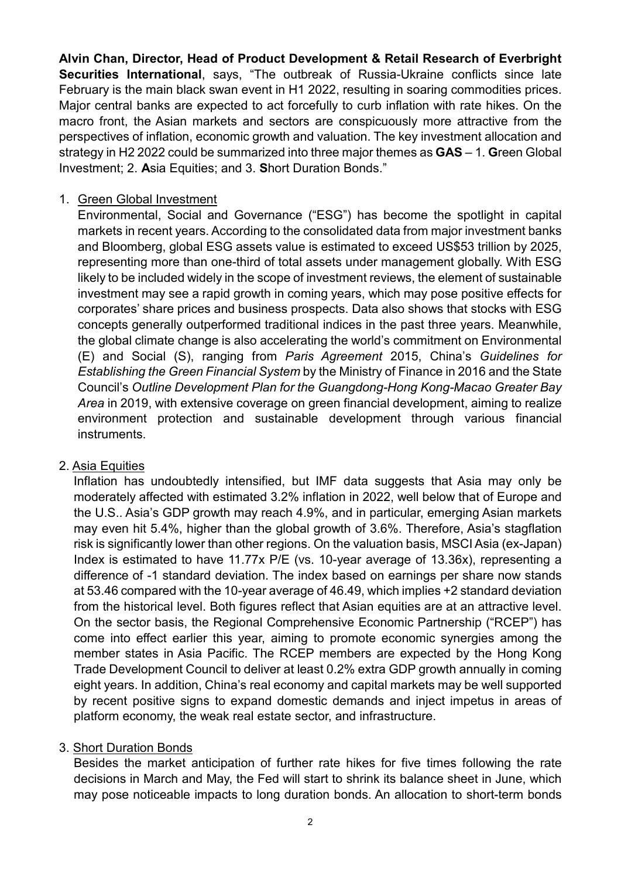**Alvin Chan, Director, Head of Product Development & Retail Research of Everbright Securities International**, says, "The outbreak of Russia-Ukraine conflicts since late February is the main black swan event in H1 2022, resulting in soaring commodities prices. Major central banks are expected to act forcefully to curb inflation with rate hikes. On the macro front, the Asian markets and sectors are conspicuously more attractive from the perspectives of inflation, economic growth and valuation. The key investment allocation and strategy in H2 2022 could be summarized into three major themes as **GAS** – 1. **G**reen Global Investment; 2. **A**sia Equities; and 3. **S**hort Duration Bonds."

1. Green Global Investment

   Environmental, Social and Governance ("ESG") has become the spotlight in capital markets in recent years. According to the consolidated data from major investment banks and Bloomberg, global ESG assets value is estimated to exceed US$53 trillion by 2025, representing more than one-third of total assets under management globally. With ESG likely to be included widely in the scope of investment reviews, the element of sustainable investment may see a rapid growth in coming years, which may pose positive effects for corporates' share prices and business prospects. Data also shows that stocks with ESG concepts generally outperformed traditional indices in the past three years. Meanwhile, the global climate change is also accelerating the world's commitment on Environmental (E) and Social (S), ranging from *Paris Agreement* 2015, China's *Guidelines for Establishing the Green Financial System* by the Ministry of Finance in 2016 and the State Council's *Outline Development Plan for the Guangdong-Hong Kong-Macao Greater Bay Area* in 2019, with extensive coverage on green financial development, aiming to realize environment protection and sustainable development through various financial instruments.

2. Asia Equities

   Inflation has undoubtedly intensified, but IMF data suggests that Asia may only be moderately affected with estimated 3.2% inflation in 2022, well below that of Europe and the U.S.. Asia's GDP growth may reach 4.9%, and in particular, emerging Asian markets may even hit 5.4%, higher than the global growth of 3.6%. Therefore, Asia's stagflation risk is significantly lower than other regions. On the valuation basis, MSCI Asia (ex-Japan) Index is estimated to have 11.77x P/E (vs. 10-year average of 13.36x), representing a difference of -1 standard deviation. The index based on earnings per share now stands at 53.46 compared with the 10-year average of 46.49, which implies +2 standard deviation from the historical level. Both figures reflect that Asian equities are at an attractive level. On the sector basis, the Regional Comprehensive Economic Partnership ("RCEP") has come into effect earlier this year, aiming to promote economic synergies among the member states in Asia Pacific. The RCEP members are expected by the Hong Kong Trade Development Council to deliver at least 0.2% extra GDP growth annually in coming eight years. In addition, China's real economy and capital markets may be well supported by recent positive signs to expand domestic demands and inject impetus in areas of platform economy, the weak real estate sector, and infrastructure.

3. Short Duration Bonds

   Besides the market anticipation of further rate hikes for five times following the rate decisions in March and May, the Fed will start to shrink its balance sheet in June, which may pose noticeable impacts to long duration bonds. An allocation to short-term bonds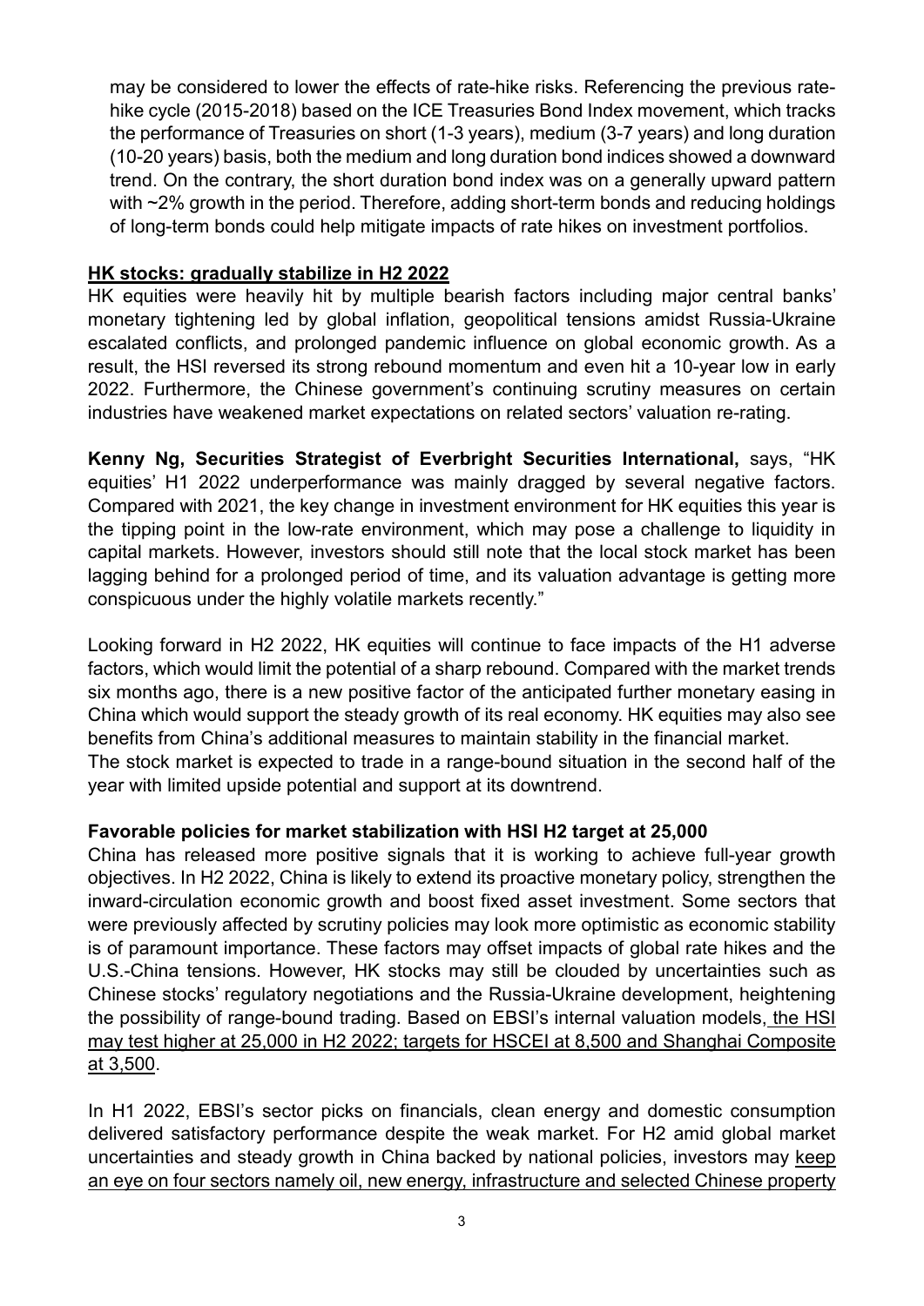may be considered to lower the effects of rate-hike risks. Referencing the previous rate-hike cycle (2015-2018) based on the ICE Treasuries Bond Index movement, which tracks the performance of Treasuries on short (1-3 years), medium (3-7 years) and long duration (10-20 years) basis, both the medium and long duration bond indices showed a downward trend. On the contrary, the short duration bond index was on a generally upward pattern with ~2% growth in the period. Therefore, adding short-term bonds and reducing holdings of long-term bonds could help mitigate impacts of rate hikes on investment portfolios.

## HK stocks: gradually stabilize in H2 2022

HK equities were heavily hit by multiple bearish factors including major central banks' monetary tightening led by global inflation, geopolitical tensions amidst Russia-Ukraine escalated conflicts, and prolonged pandemic influence on global economic growth. As a result, the HSI reversed its strong rebound momentum and even hit a 10-year low in early 2022. Furthermore, the Chinese government's continuing scrutiny measures on certain industries have weakened market expectations on related sectors' valuation re-rating.

**Kenny Ng, Securities Strategist of Everbright Securities International,** says, "HK equities' H1 2022 underperformance was mainly dragged by several negative factors. Compared with 2021, the key change in investment environment for HK equities this year is the tipping point in the low-rate environment, which may pose a challenge to liquidity in capital markets. However, investors should still note that the local stock market has been lagging behind for a prolonged period of time, and its valuation advantage is getting more conspicuous under the highly volatile markets recently."

Looking forward in H2 2022, HK equities will continue to face impacts of the H1 adverse factors, which would limit the potential of a sharp rebound. Compared with the market trends six months ago, there is a new positive factor of the anticipated further monetary easing in China which would support the steady growth of its real economy. HK equities may also see benefits from China's additional measures to maintain stability in the financial market.
The stock market is expected to trade in a range-bound situation in the second half of the year with limited upside potential and support at its downtrend.

### Favorable policies for market stabilization with HSI H2 target at 25,000

China has released more positive signals that it is working to achieve full-year growth objectives. In H2 2022, China is likely to extend its proactive monetary policy, strengthen the inward-circulation economic growth and boost fixed asset investment. Some sectors that were previously affected by scrutiny policies may look more optimistic as economic stability is of paramount importance. These factors may offset impacts of global rate hikes and the U.S.-China tensions. However, HK stocks may still be clouded by uncertainties such as Chinese stocks' regulatory negotiations and the Russia-Ukraine development, heightening the possibility of range-bound trading. Based on EBSI's internal valuation models, the HSI may test higher at 25,000 in H2 2022; targets for HSCEI at 8,500 and Shanghai Composite at 3,500.

In H1 2022, EBSI's sector picks on financials, clean energy and domestic consumption delivered satisfactory performance despite the weak market. For H2 amid global market uncertainties and steady growth in China backed by national policies, investors may keep an eye on four sectors namely oil, new energy, infrastructure and selected Chinese property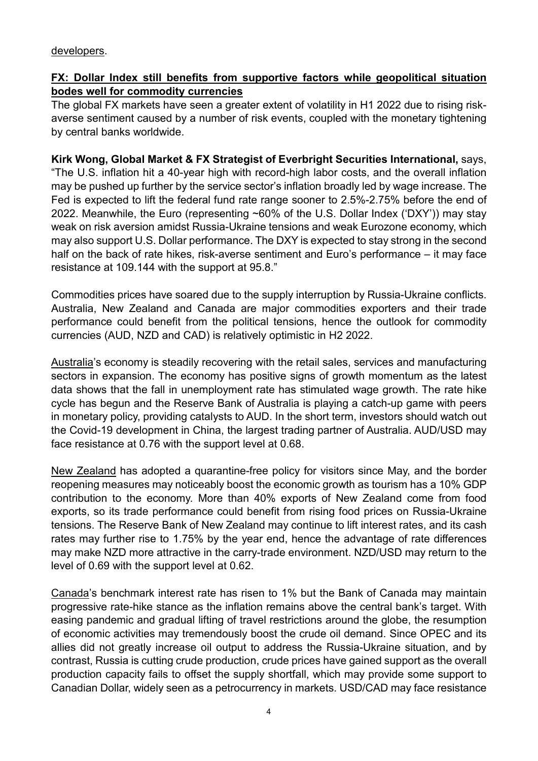developers.

## **FX: Dollar Index still benefits from supportive factors while geopolitical situation bodes well for commodity currencies**

The global FX markets have seen a greater extent of volatility in H1 2022 due to rising risk-averse sentiment caused by a number of risk events, coupled with the monetary tightening by central banks worldwide.

**Kirk Wong, Global Market & FX Strategist of Everbright Securities International,** says, "The U.S. inflation hit a 40-year high with record-high labor costs, and the overall inflation may be pushed up further by the service sector's inflation broadly led by wage increase. The Fed is expected to lift the federal fund rate range sooner to 2.5%-2.75% before the end of 2022. Meanwhile, the Euro (representing ~60% of the U.S. Dollar Index ('DXY')) may stay weak on risk aversion amidst Russia-Ukraine tensions and weak Eurozone economy, which may also support U.S. Dollar performance. The DXY is expected to stay strong in the second half on the back of rate hikes, risk-averse sentiment and Euro's performance – it may face resistance at 109.144 with the support at 95.8."

Commodities prices have soared due to the supply interruption by Russia-Ukraine conflicts. Australia, New Zealand and Canada are major commodities exporters and their trade performance could benefit from the political tensions, hence the outlook for commodity currencies (AUD, NZD and CAD) is relatively optimistic in H2 2022.

Australia's economy is steadily recovering with the retail sales, services and manufacturing sectors in expansion. The economy has positive signs of growth momentum as the latest data shows that the fall in unemployment rate has stimulated wage growth. The rate hike cycle has begun and the Reserve Bank of Australia is playing a catch-up game with peers in monetary policy, providing catalysts to AUD. In the short term, investors should watch out the Covid-19 development in China, the largest trading partner of Australia. AUD/USD may face resistance at 0.76 with the support level at 0.68.

New Zealand has adopted a quarantine-free policy for visitors since May, and the border reopening measures may noticeably boost the economic growth as tourism has a 10% GDP contribution to the economy. More than 40% exports of New Zealand come from food exports, so its trade performance could benefit from rising food prices on Russia-Ukraine tensions. The Reserve Bank of New Zealand may continue to lift interest rates, and its cash rates may further rise to 1.75% by the year end, hence the advantage of rate differences may make NZD more attractive in the carry-trade environment. NZD/USD may return to the level of 0.69 with the support level at 0.62.

Canada's benchmark interest rate has risen to 1% but the Bank of Canada may maintain progressive rate-hike stance as the inflation remains above the central bank's target. With easing pandemic and gradual lifting of travel restrictions around the globe, the resumption of economic activities may tremendously boost the crude oil demand. Since OPEC and its allies did not greatly increase oil output to address the Russia-Ukraine situation, and by contrast, Russia is cutting crude production, crude prices have gained support as the overall production capacity fails to offset the supply shortfall, which may provide some support to Canadian Dollar, widely seen as a petrocurrency in markets. USD/CAD may face resistance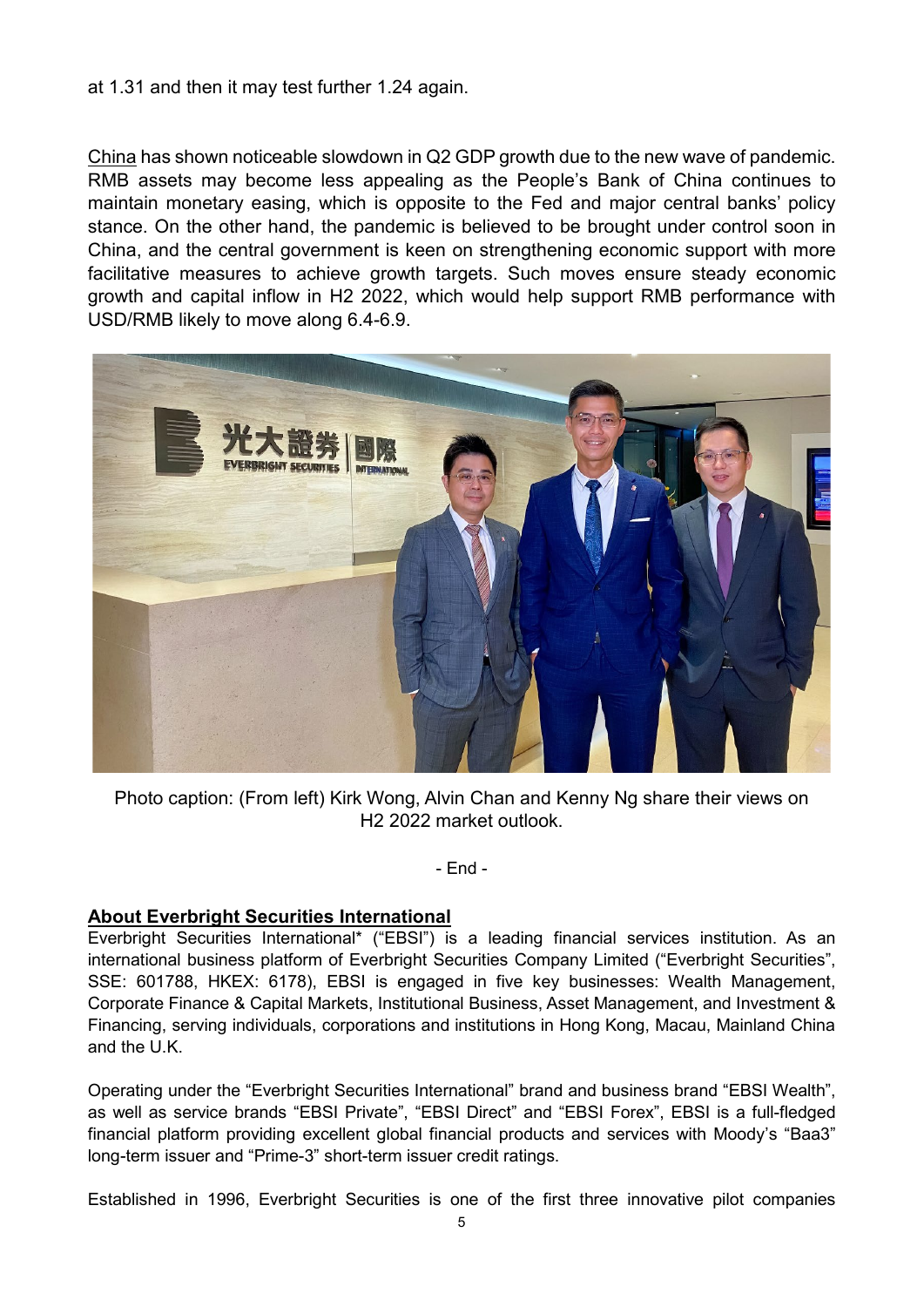at 1.31 and then it may test further 1.24 again.

China has shown noticeable slowdown in Q2 GDP growth due to the new wave of pandemic. RMB assets may become less appealing as the People's Bank of China continues to maintain monetary easing, which is opposite to the Fed and major central banks' policy stance. On the other hand, the pandemic is believed to be brought under control soon in China, and the central government is keen on strengthening economic support with more facilitative measures to achieve growth targets. Such moves ensure steady economic growth and capital inflow in H2 2022, which would help support RMB performance with USD/RMB likely to move along 6.4-6.9.

Photo caption: (From left) Kirk Wong, Alvin Chan and Kenny Ng share their views on H2 2022 market outlook.

- End -

## About Everbright Securities International

Everbright Securities International* ("EBSI") is a leading financial services institution. As an international business platform of Everbright Securities Company Limited ("Everbright Securities", SSE: 601788, HKEX: 6178), EBSI is engaged in five key businesses: Wealth Management, Corporate Finance & Capital Markets, Institutional Business, Asset Management, and Investment & Financing, serving individuals, corporations and institutions in Hong Kong, Macau, Mainland China and the U.K.

Operating under the "Everbright Securities International" brand and business brand "EBSI Wealth", as well as service brands "EBSI Private", "EBSI Direct" and "EBSI Forex", EBSI is a full-fledged financial platform providing excellent global financial products and services with Moody's "Baa3" long-term issuer and "Prime-3" short-term issuer credit ratings.

Established in 1996, Everbright Securities is one of the first three innovative pilot companies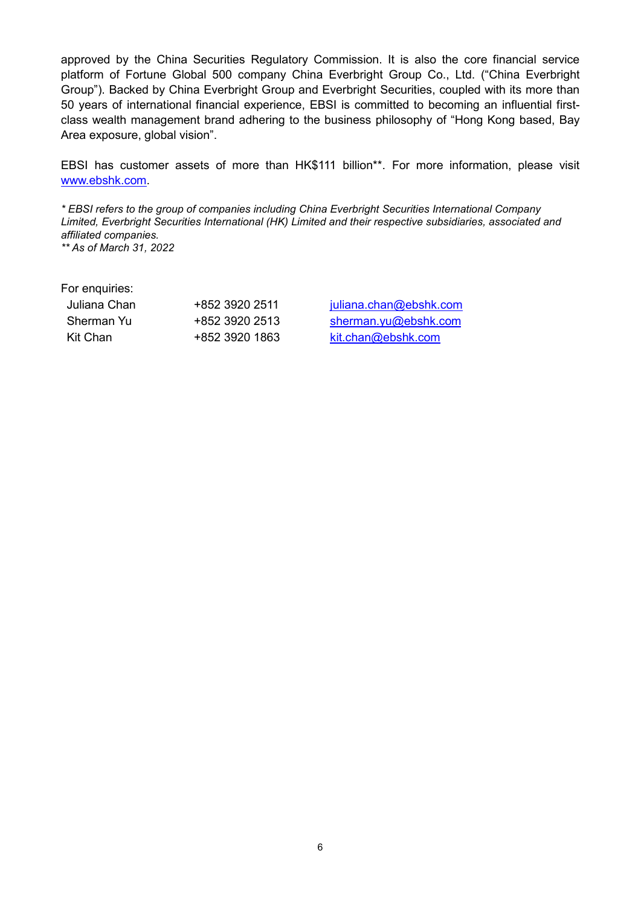approved by the China Securities Regulatory Commission. It is also the core financial service platform of Fortune Global 500 company China Everbright Group Co., Ltd. ("China Everbright Group"). Backed by China Everbright Group and Everbright Securities, coupled with its more than 50 years of international financial experience, EBSI is committed to becoming an influential first-class wealth management brand adhering to the business philosophy of "Hong Kong based, Bay Area exposure, global vision".

EBSI has customer assets of more than HK$111 billion**. For more information, please visit www.ebshk.com.

*\* EBSI refers to the group of companies including China Everbright Securities International Company Limited, Everbright Securities International (HK) Limited and their respective subsidiaries, associated and affiliated companies.*
*\*\* As of March 31, 2022*

For enquiries:

| | | |
|---|---|---|
| Juliana Chan | +852 3920 2511 | juliana.chan@ebshk.com |
| Sherman Yu | +852 3920 2513 | sherman.yu@ebshk.com |
| Kit Chan | +852 3920 1863 | kit.chan@ebshk.com |